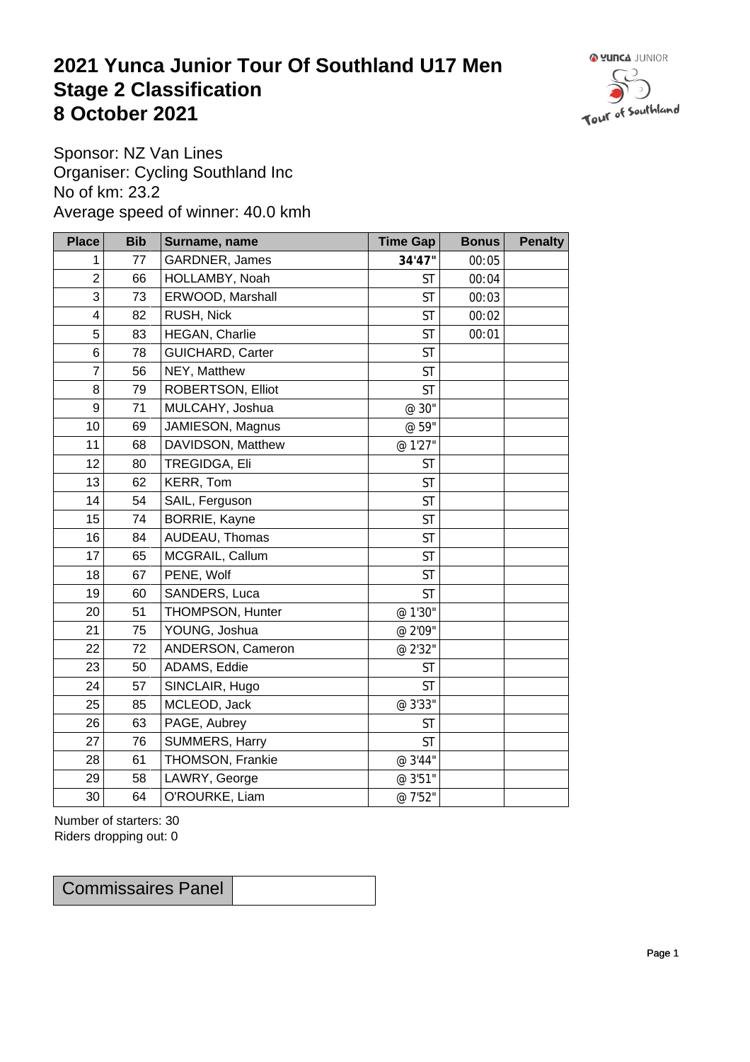# 2021 Yunca Junior Tour Of Southland U17 Men
# Stage 2 Classification
# 8 October 2021

Sponsor: NZ Van Lines
Organiser: Cycling Southland Inc
No of km: 23.2
Average speed of winner: 40.0 kmh

| Place | Bib | Surname, name | Time Gap | Bonus | Penalty |
|---|---|---|---|---|---|
| 1 | 77 | GARDNER, James | **34'47"** | 00:05 | |
| 2 | 66 | HOLLAMBY, Noah | ST | 00:04 | |
| 3 | 73 | ERWOOD, Marshall | ST | 00:03 | |
| 4 | 82 | RUSH, Nick | ST | 00:02 | |
| 5 | 83 | HEGAN, Charlie | ST | 00:01 | |
| 6 | 78 | GUICHARD, Carter | ST | | |
| 7 | 56 | NEY, Matthew | ST | | |
| 8 | 79 | ROBERTSON, Elliot | ST | | |
| 9 | 71 | MULCAHY, Joshua | @ 30" | | |
| 10 | 69 | JAMIESON, Magnus | @ 59" | | |
| 11 | 68 | DAVIDSON, Matthew | @ 1'27" | | |
| 12 | 80 | TREGIDGA, Eli | ST | | |
| 13 | 62 | KERR, Tom | ST | | |
| 14 | 54 | SAIL, Ferguson | ST | | |
| 15 | 74 | BORRIE, Kayne | ST | | |
| 16 | 84 | AUDEAU, Thomas | ST | | |
| 17 | 65 | MCGRAIL, Callum | ST | | |
| 18 | 67 | PENE, Wolf | ST | | |
| 19 | 60 | SANDERS, Luca | ST | | |
| 20 | 51 | THOMPSON, Hunter | @ 1'30" | | |
| 21 | 75 | YOUNG, Joshua | @ 2'09" | | |
| 22 | 72 | ANDERSON, Cameron | @ 2'32" | | |
| 23 | 50 | ADAMS, Eddie | ST | | |
| 24 | 57 | SINCLAIR, Hugo | ST | | |
| 25 | 85 | MCLEOD, Jack | @ 3'33" | | |
| 26 | 63 | PAGE, Aubrey | ST | | |
| 27 | 76 | SUMMERS, Harry | ST | | |
| 28 | 61 | THOMSON, Frankie | @ 3'44" | | |
| 29 | 58 | LAWRY, George | @ 3'51" | | |
| 30 | 64 | O'ROURKE, Liam | @ 7'52" | | |

Number of starters: 30
Riders dropping out: 0

| Commissaires Panel | |
|---|---|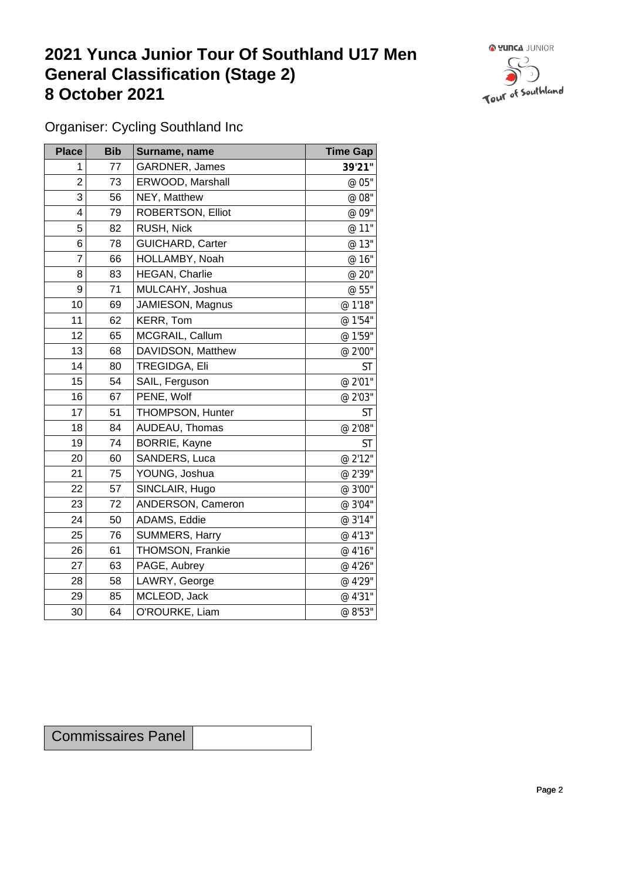# 2021 Yunca Junior Tour Of Southland U17 Men
# General Classification (Stage 2)
# 8 October 2021

Organiser: Cycling Southland Inc

| Place | Bib | Surname, name | Time Gap |
|---|---|---|---|
| 1 | 77 | GARDNER, James | **39'21"** |
| 2 | 73 | ERWOOD, Marshall | @ 05" |
| 3 | 56 | NEY, Matthew | @ 08" |
| 4 | 79 | ROBERTSON, Elliot | @ 09" |
| 5 | 82 | RUSH, Nick | @ 11" |
| 6 | 78 | GUICHARD, Carter | @ 13" |
| 7 | 66 | HOLLAMBY, Noah | @ 16" |
| 8 | 83 | HEGAN, Charlie | @ 20" |
| 9 | 71 | MULCAHY, Joshua | @ 55" |
| 10 | 69 | JAMIESON, Magnus | @ 1'18" |
| 11 | 62 | KERR, Tom | @ 1'54" |
| 12 | 65 | MCGRAIL, Callum | @ 1'59" |
| 13 | 68 | DAVIDSON, Matthew | @ 2'00" |
| 14 | 80 | TREGIDGA, Eli | ST |
| 15 | 54 | SAIL, Ferguson | @ 2'01" |
| 16 | 67 | PENE, Wolf | @ 2'03" |
| 17 | 51 | THOMPSON, Hunter | ST |
| 18 | 84 | AUDEAU, Thomas | @ 2'08" |
| 19 | 74 | BORRIE, Kayne | ST |
| 20 | 60 | SANDERS, Luca | @ 2'12" |
| 21 | 75 | YOUNG, Joshua | @ 2'39" |
| 22 | 57 | SINCLAIR, Hugo | @ 3'00" |
| 23 | 72 | ANDERSON, Cameron | @ 3'04" |
| 24 | 50 | ADAMS, Eddie | @ 3'14" |
| 25 | 76 | SUMMERS, Harry | @ 4'13" |
| 26 | 61 | THOMSON, Frankie | @ 4'16" |
| 27 | 63 | PAGE, Aubrey | @ 4'26" |
| 28 | 58 | LAWRY, George | @ 4'29" |
| 29 | 85 | MCLEOD, Jack | @ 4'31" |
| 30 | 64 | O'ROURKE, Liam | @ 8'53" |

| Commissaires Panel | |
|---|---|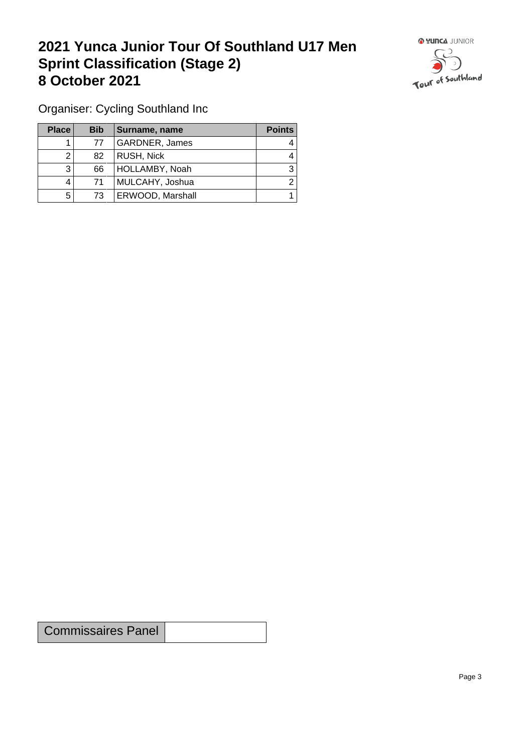# 2021 Yunca Junior Tour Of Southland U17 Men Sprint Classification (Stage 2) 8 October 2021

Organiser: Cycling Southland Inc

| Place | Bib | Surname, name | Points |
|---|---|---|---|
| 1 | 77 | GARDNER, James | 4 |
| 2 | 82 | RUSH, Nick | 4 |
| 3 | 66 | HOLLAMBY, Noah | 3 |
| 4 | 71 | MULCAHY, Joshua | 2 |
| 5 | 73 | ERWOOD, Marshall | 1 |

| Commissaires Panel | |
|---|---|